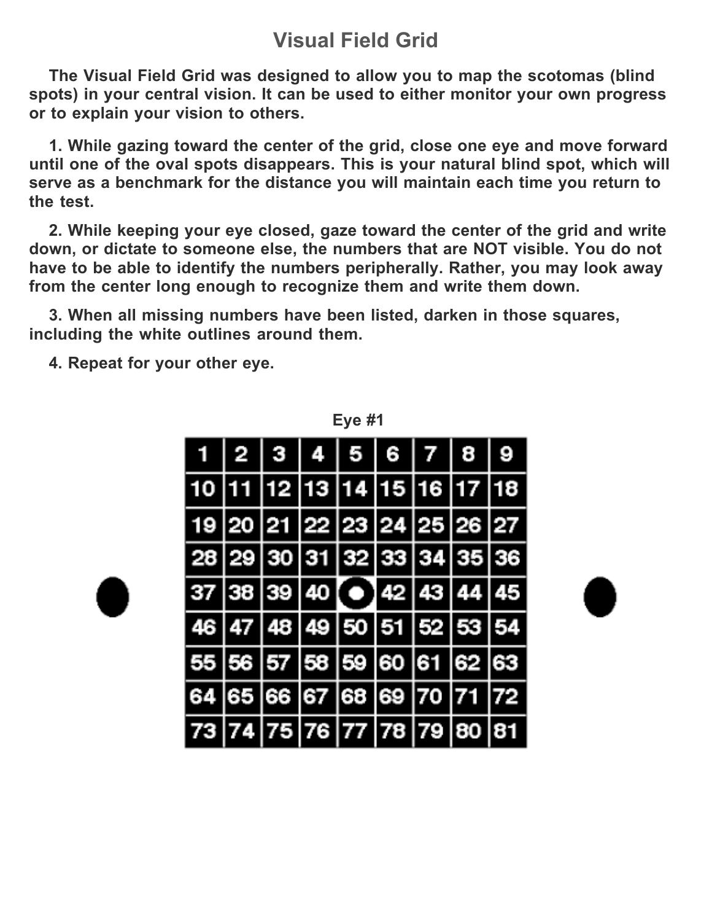# Visual Field Grid

**The Visual Field Grid was designed to allow you to map the scotomas (blind spots) in your central vision. It can be used to either monitor your own progress or to explain your vision to others.**

**1. While gazing toward the center of the grid, close one eye and move forward until one of the oval spots disappears. This is your natural blind spot, which will serve as a benchmark for the distance you will maintain each time you return to the test.**

**2. While keeping your eye closed, gaze toward the center of the grid and write down, or dictate to someone else, the numbers that are NOT visible. You do not have to be able to identify the numbers peripherally. Rather, you may look away from the center long enough to recognize them and write them down.**

**3. When all missing numbers have been listed, darken in those squares, including the white outlines around them.**

**4. Repeat for your other eye.**

**Eye #1**

| 1 | 2 | 3 | 4 | 5 | 6 | 7 | 8 | 9 |
|---|---|---|---|---|---|---|---|---|
| 10 | 11 | 12 | 13 | 14 | 15 | 16 | 17 | 18 |
| 19 | 20 | 21 | 22 | 23 | 24 | 25 | 26 | 27 |
| 28 | 29 | 30 | 31 | 32 | 33 | 34 | 35 | 36 |
| 37 | 38 | 39 | 40 | ● | 42 | 43 | 44 | 45 |
| 46 | 47 | 48 | 49 | 50 | 51 | 52 | 53 | 54 |
| 55 | 56 | 57 | 58 | 59 | 60 | 61 | 62 | 63 |
| 64 | 65 | 66 | 67 | 68 | 69 | 70 | 71 | 72 |
| 73 | 74 | 75 | 76 | 77 | 78 | 79 | 80 | 81 |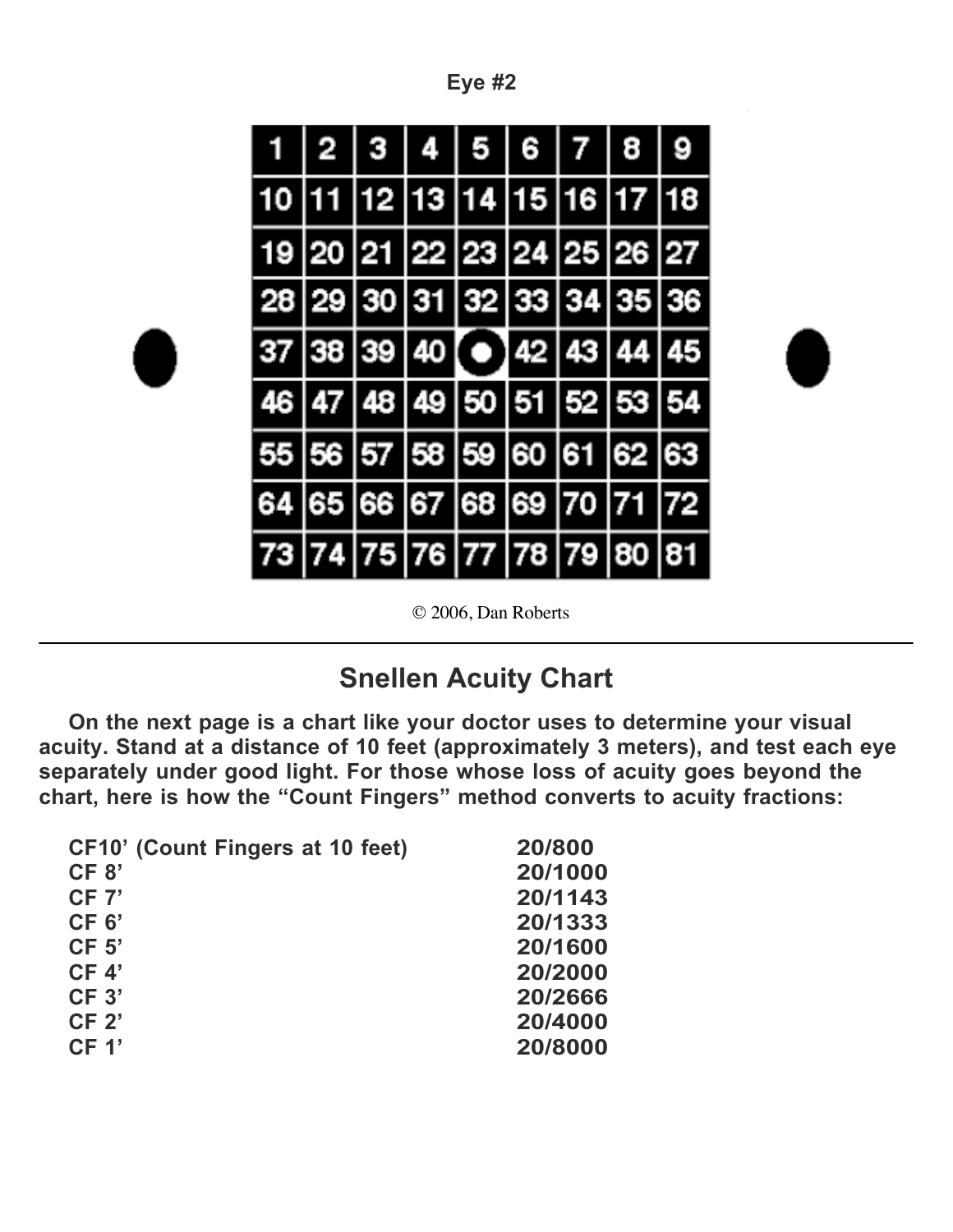**Eye #2**

| 1 | 2 | 3 | 4 | 5 | 6 | 7 | 8 | 9 |
|---|---|---|---|---|---|---|---|---|
| 10 | 11 | 12 | 13 | 14 | 15 | 16 | 17 | 18 |
| 19 | 20 | 21 | 22 | 23 | 24 | 25 | 26 | 27 |
| 28 | 29 | 30 | 31 | 32 | 33 | 34 | 35 | 36 |
| 37 | 38 | 39 | 40 | ● | 42 | 43 | 44 | 45 |
| 46 | 47 | 48 | 49 | 50 | 51 | 52 | 53 | 54 |
| 55 | 56 | 57 | 58 | 59 | 60 | 61 | 62 | 63 |
| 64 | 65 | 66 | 67 | 68 | 69 | 70 | 71 | 72 |
| 73 | 74 | 75 | 76 | 77 | 78 | 79 | 80 | 81 |

© 2006, Dan Roberts

---

## Snellen Acuity Chart

**On the next page is a chart like your doctor uses to determine your visual acuity. Stand at a distance of 10 feet (approximately 3 meters), and test each eye separately under good light. For those whose loss of acuity goes beyond the chart, here is how the "Count Fingers" method converts to acuity fractions:**

| | |
|---|---|
| **CF10' (Count Fingers at 10 feet)** | **20/800** |
| **CF 8'** | **20/1000** |
| **CF 7'** | **20/1143** |
| **CF 6'** | **20/1333** |
| **CF 5'** | **20/1600** |
| **CF 4'** | **20/2000** |
| **CF 3'** | **20/2666** |
| **CF 2'** | **20/4000** |
| **CF 1'** | **20/8000** |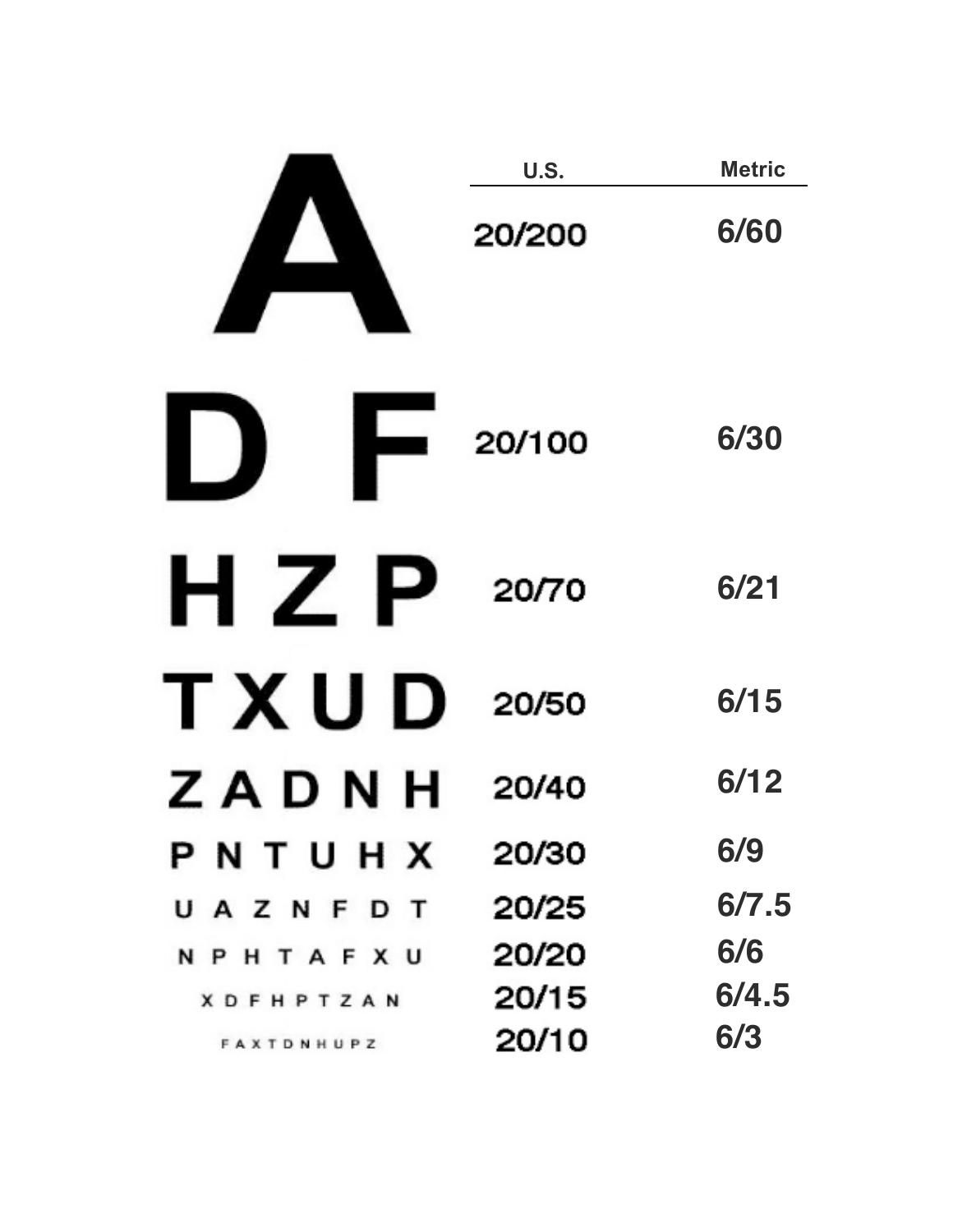| | U.S. | Metric |
|---|---|---|
| A | 20/200 | 6/60 |
| D F | 20/100 | 6/30 |
| H Z P | 20/70 | 6/21 |
| T X U D | 20/50 | 6/15 |
| Z A D N H | 20/40 | 6/12 |
| P N T U H X | 20/30 | 6/9 |
| U A Z N F D T | 20/25 | 6/7.5 |
| N P H T A F X U | 20/20 | 6/6 |
| X D F H P T Z A N | 20/15 | 6/4.5 |
| F A X T D N H U P Z | 20/10 | 6/3 |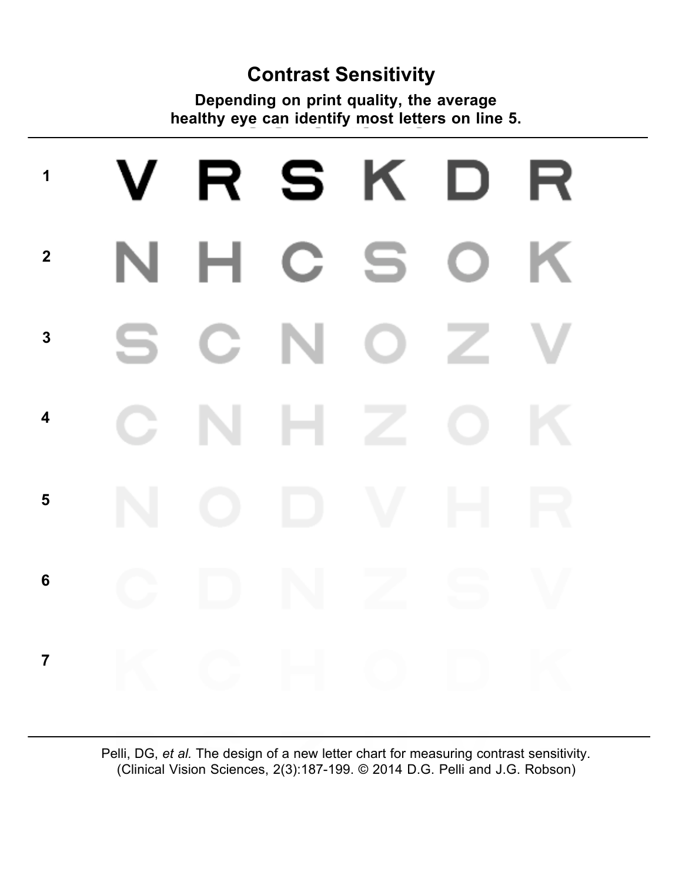# Contrast Sensitivity

**Depending on print quality, the average healthy eye can identify most letters on line 5.**

| | | | | | | |
|---|---|---|---|---|---|---|
| 1 | V | R | S | K | D | R |
| 2 | N | H | C | S | O | K |
| 3 | S | C | N | O | Z | V |
| 4 | C | N | H | Z | O | K |
| 5 | N | O | D | V | H | R |
| 6 | C | D | N | Z | S | V |
| 7 | K | C | H | O | D | K |

Pelli, DG, *et al.* The design of a new letter chart for measuring contrast sensitivity. (Clinical Vision Sciences, 2(3):187-199. © 2014 D.G. Pelli and J.G. Robson)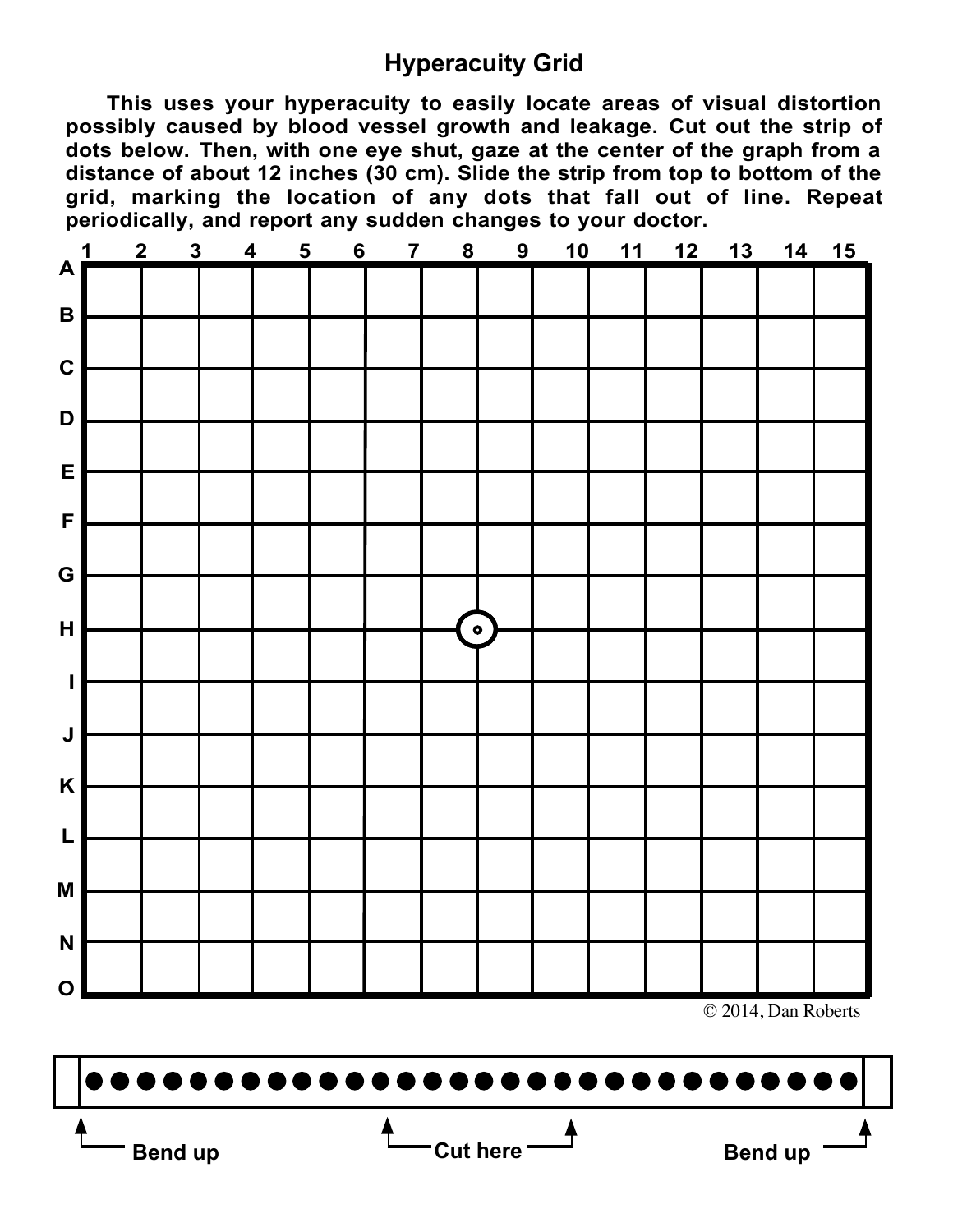# Hyperacuity Grid

**This uses your hyperacuity to easily locate areas of visual distortion possibly caused by blood vessel growth and leakage. Cut out the strip of dots below. Then, with one eye shut, gaze at the center of the graph from a distance of about 12 inches (30 cm). Slide the strip from top to bottom of the grid, marking the location of any dots that fall out of line. Repeat periodically, and report any sudden changes to your doctor.**

1 2 3 4 5 6 7 8 9 10 11 12 13 14 15

A B C D E F G H I J K L M N O

© 2014, Dan Roberts

**Bend up** **Cut here** **Bend up**